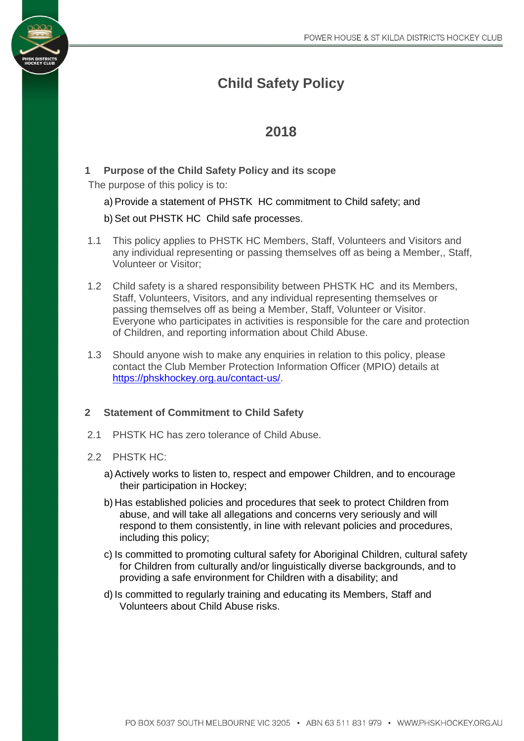# Child Safety Policy

## 2018

### 1 Purpose of the Child Safety Policy and its scope

The purpose of this policy is to:

a) Provide a statement of PHSTK HC commitment to Child safety; and

b) Set out PHSTK HC Child safe processes.

1.1 This policy applies to PHSTK HC Members, Staff, Volunteers and Visitors and any individual representing or passing themselves off as being a Member,, Staff, Volunteer or Visitor;

1.2 Child safety is a shared responsibility between PHSTK HC and its Members, Staff, Volunteers, Visitors, and any individual representing themselves or passing themselves off as being a Member, Staff, Volunteer or Visitor. Everyone who participates in activities is responsible for the care and protection of Children, and reporting information about Child Abuse.

1.3 Should anyone wish to make any enquiries in relation to this policy, please contact the Club Member Protection Information Officer (MPIO) details at https://phskhockey.org.au/contact-us/.

### 2 Statement of Commitment to Child Safety

2.1 PHSTK HC has zero tolerance of Child Abuse.

2.2 PHSTK HC:

a) Actively works to listen to, respect and empower Children, and to encourage their participation in Hockey;

b) Has established policies and procedures that seek to protect Children from abuse, and will take all allegations and concerns very seriously and will respond to them consistently, in line with relevant policies and procedures, including this policy;

c) Is committed to promoting cultural safety for Aboriginal Children, cultural safety for Children from culturally and/or linguistically diverse backgrounds, and to providing a safe environment for Children with a disability; and

d) Is committed to regularly training and educating its Members, Staff and Volunteers about Child Abuse risks.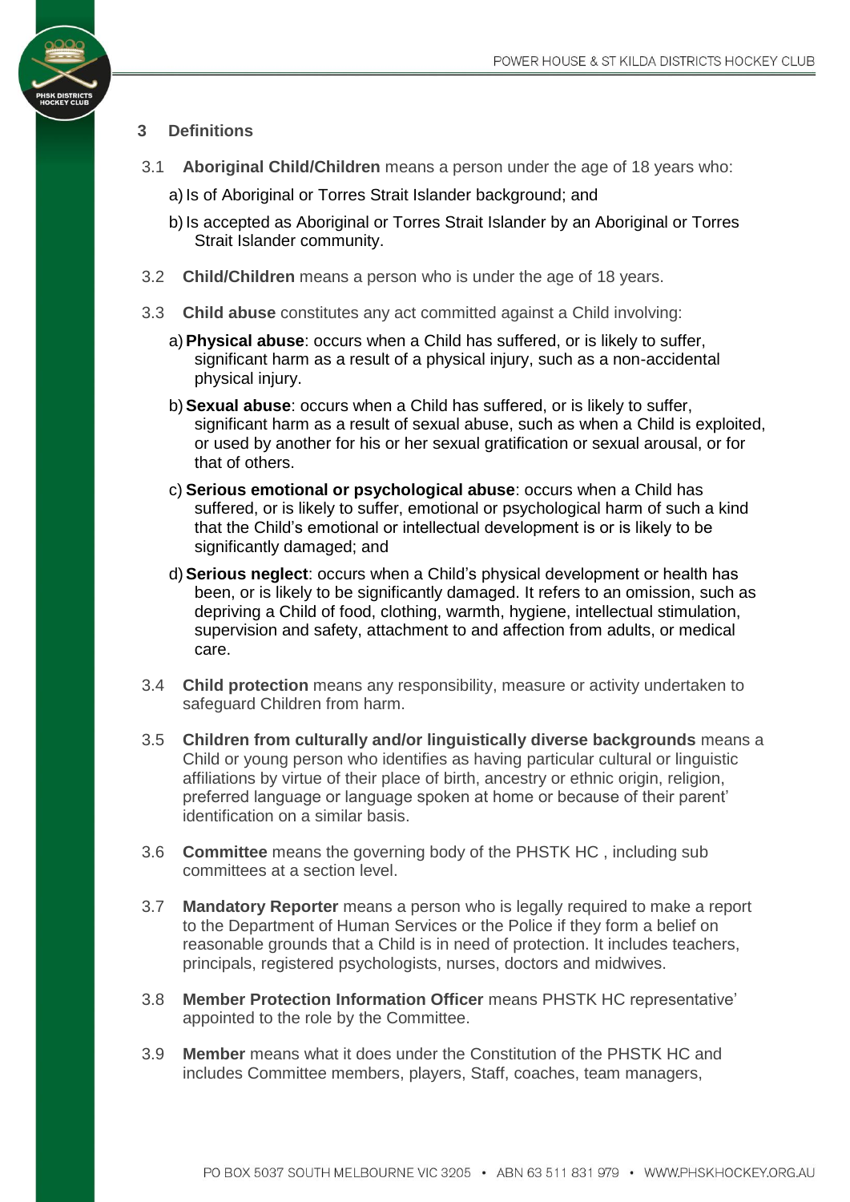## 3 Definitions

3.1 **Aboriginal Child/Children** means a person under the age of 18 years who:

a) Is of Aboriginal or Torres Strait Islander background; and

b) Is accepted as Aboriginal or Torres Strait Islander by an Aboriginal or Torres Strait Islander community.

3.2 **Child/Children** means a person who is under the age of 18 years.

3.3 **Child abuse** constitutes any act committed against a Child involving:

a) **Physical abuse**: occurs when a Child has suffered, or is likely to suffer, significant harm as a result of a physical injury, such as a non-accidental physical injury.

b) **Sexual abuse**: occurs when a Child has suffered, or is likely to suffer, significant harm as a result of sexual abuse, such as when a Child is exploited, or used by another for his or her sexual gratification or sexual arousal, or for that of others.

c) **Serious emotional or psychological abuse**: occurs when a Child has suffered, or is likely to suffer, emotional or psychological harm of such a kind that the Child's emotional or intellectual development is or is likely to be significantly damaged; and

d) **Serious neglect**: occurs when a Child's physical development or health has been, or is likely to be significantly damaged. It refers to an omission, such as depriving a Child of food, clothing, warmth, hygiene, intellectual stimulation, supervision and safety, attachment to and affection from adults, or medical care.

3.4 **Child protection** means any responsibility, measure or activity undertaken to safeguard Children from harm.

3.5 **Children from culturally and/or linguistically diverse backgrounds** means a Child or young person who identifies as having particular cultural or linguistic affiliations by virtue of their place of birth, ancestry or ethnic origin, religion, preferred language or language spoken at home or because of their parent' identification on a similar basis.

3.6 **Committee** means the governing body of the PHSTK HC , including sub committees at a section level.

3.7 **Mandatory Reporter** means a person who is legally required to make a report to the Department of Human Services or the Police if they form a belief on reasonable grounds that a Child is in need of protection. It includes teachers, principals, registered psychologists, nurses, doctors and midwives.

3.8 **Member Protection Information Officer** means PHSTK HC representative' appointed to the role by the Committee.

3.9 **Member** means what it does under the Constitution of the PHSTK HC and includes Committee members, players, Staff, coaches, team managers,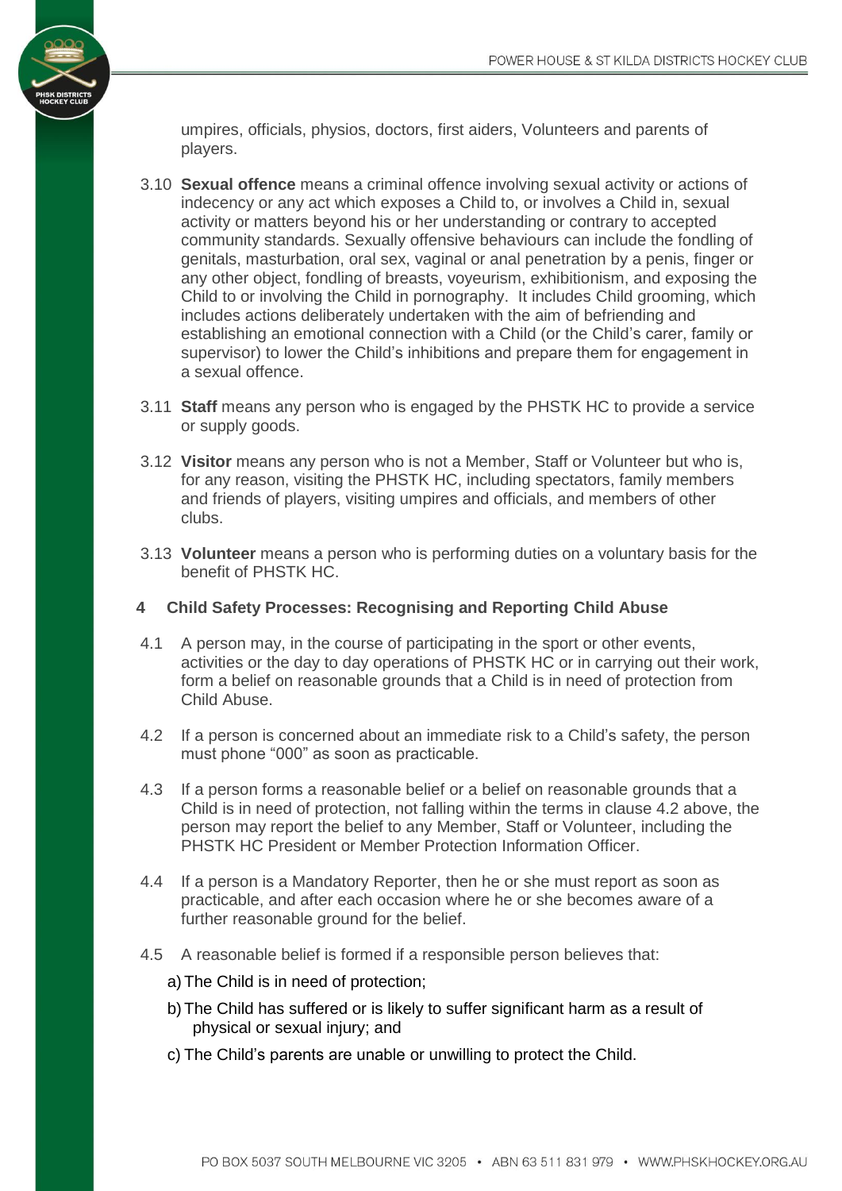umpires, officials, physios, doctors, first aiders, Volunteers and parents of players.

3.10 **Sexual offence** means a criminal offence involving sexual activity or actions of indecency or any act which exposes a Child to, or involves a Child in, sexual activity or matters beyond his or her understanding or contrary to accepted community standards. Sexually offensive behaviours can include the fondling of genitals, masturbation, oral sex, vaginal or anal penetration by a penis, finger or any other object, fondling of breasts, voyeurism, exhibitionism, and exposing the Child to or involving the Child in pornography. It includes Child grooming, which includes actions deliberately undertaken with the aim of befriending and establishing an emotional connection with a Child (or the Child's carer, family or supervisor) to lower the Child's inhibitions and prepare them for engagement in a sexual offence.

3.11 **Staff** means any person who is engaged by the PHSTK HC to provide a service or supply goods.

3.12 **Visitor** means any person who is not a Member, Staff or Volunteer but who is, for any reason, visiting the PHSTK HC, including spectators, family members and friends of players, visiting umpires and officials, and members of other clubs.

3.13 **Volunteer** means a person who is performing duties on a voluntary basis for the benefit of PHSTK HC.

## 4 Child Safety Processes: Recognising and Reporting Child Abuse

4.1 A person may, in the course of participating in the sport or other events, activities or the day to day operations of PHSTK HC or in carrying out their work, form a belief on reasonable grounds that a Child is in need of protection from Child Abuse.

4.2 If a person is concerned about an immediate risk to a Child's safety, the person must phone "000" as soon as practicable.

4.3 If a person forms a reasonable belief or a belief on reasonable grounds that a Child is in need of protection, not falling within the terms in clause 4.2 above, the person may report the belief to any Member, Staff or Volunteer, including the PHSTK HC President or Member Protection Information Officer.

4.4 If a person is a Mandatory Reporter, then he or she must report as soon as practicable, and after each occasion where he or she becomes aware of a further reasonable ground for the belief.

4.5 A reasonable belief is formed if a responsible person believes that:

a) The Child is in need of protection;

b) The Child has suffered or is likely to suffer significant harm as a result of physical or sexual injury; and

c) The Child's parents are unable or unwilling to protect the Child.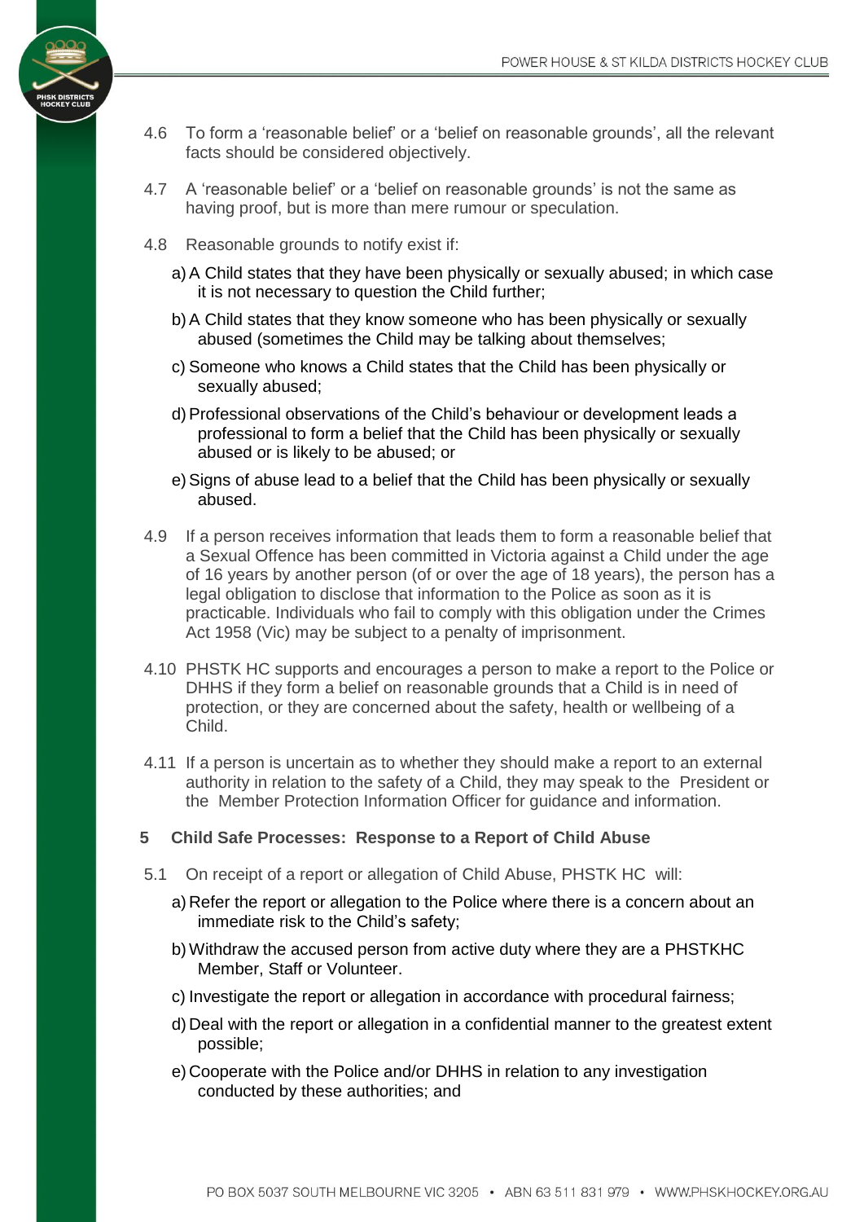4.6 To form a 'reasonable belief' or a 'belief on reasonable grounds', all the relevant facts should be considered objectively.

4.7 A 'reasonable belief' or a 'belief on reasonable grounds' is not the same as having proof, but is more than mere rumour or speculation.

4.8 Reasonable grounds to notify exist if:

a) A Child states that they have been physically or sexually abused; in which case it is not necessary to question the Child further;

b) A Child states that they know someone who has been physically or sexually abused (sometimes the Child may be talking about themselves;

c) Someone who knows a Child states that the Child has been physically or sexually abused;

d) Professional observations of the Child's behaviour or development leads a professional to form a belief that the Child has been physically or sexually abused or is likely to be abused; or

e) Signs of abuse lead to a belief that the Child has been physically or sexually abused.

4.9 If a person receives information that leads them to form a reasonable belief that a Sexual Offence has been committed in Victoria against a Child under the age of 16 years by another person (of or over the age of 18 years), the person has a legal obligation to disclose that information to the Police as soon as it is practicable. Individuals who fail to comply with this obligation under the Crimes Act 1958 (Vic) may be subject to a penalty of imprisonment.

4.10 PHSTK HC supports and encourages a person to make a report to the Police or DHHS if they form a belief on reasonable grounds that a Child is in need of protection, or they are concerned about the safety, health or wellbeing of a Child.

4.11 If a person is uncertain as to whether they should make a report to an external authority in relation to the safety of a Child, they may speak to the President or the Member Protection Information Officer for guidance and information.

## 5 Child Safe Processes: Response to a Report of Child Abuse

5.1 On receipt of a report or allegation of Child Abuse, PHSTK HC will:

a) Refer the report or allegation to the Police where there is a concern about an immediate risk to the Child's safety;

b) Withdraw the accused person from active duty where they are a PHSTKHC Member, Staff or Volunteer.

c) Investigate the report or allegation in accordance with procedural fairness;

d) Deal with the report or allegation in a confidential manner to the greatest extent possible;

e) Cooperate with the Police and/or DHHS in relation to any investigation conducted by these authorities; and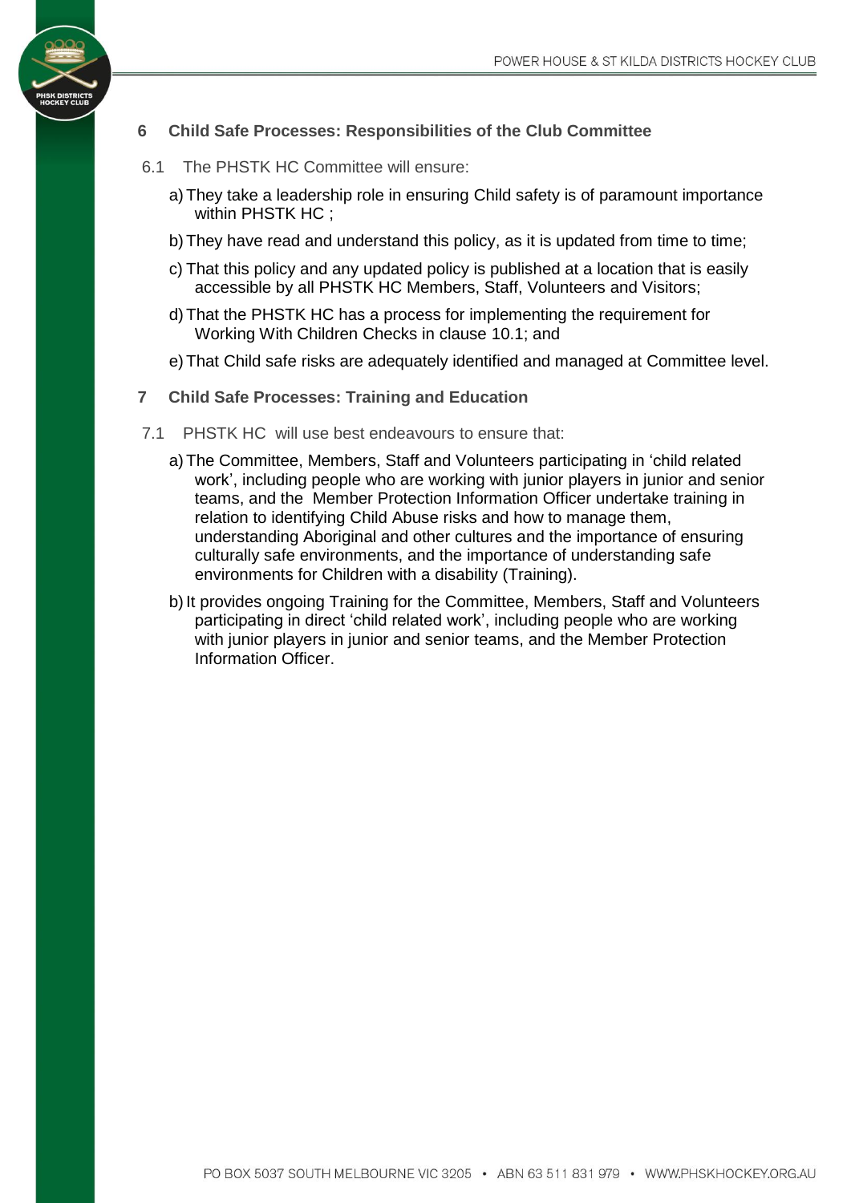## 6 Child Safe Processes: Responsibilities of the Club Committee

6.1 The PHSTK HC Committee will ensure:

a) They take a leadership role in ensuring Child safety is of paramount importance within PHSTK HC ;

b) They have read and understand this policy, as it is updated from time to time;

c) That this policy and any updated policy is published at a location that is easily accessible by all PHSTK HC Members, Staff, Volunteers and Visitors;

d) That the PHSTK HC has a process for implementing the requirement for Working With Children Checks in clause 10.1; and

e) That Child safe risks are adequately identified and managed at Committee level.

## 7 Child Safe Processes: Training and Education

7.1 PHSTK HC will use best endeavours to ensure that:

a) The Committee, Members, Staff and Volunteers participating in 'child related work', including people who are working with junior players in junior and senior teams, and the Member Protection Information Officer undertake training in relation to identifying Child Abuse risks and how to manage them, understanding Aboriginal and other cultures and the importance of ensuring culturally safe environments, and the importance of understanding safe environments for Children with a disability (Training).

b) It provides ongoing Training for the Committee, Members, Staff and Volunteers participating in direct 'child related work', including people who are working with junior players in junior and senior teams, and the Member Protection Information Officer.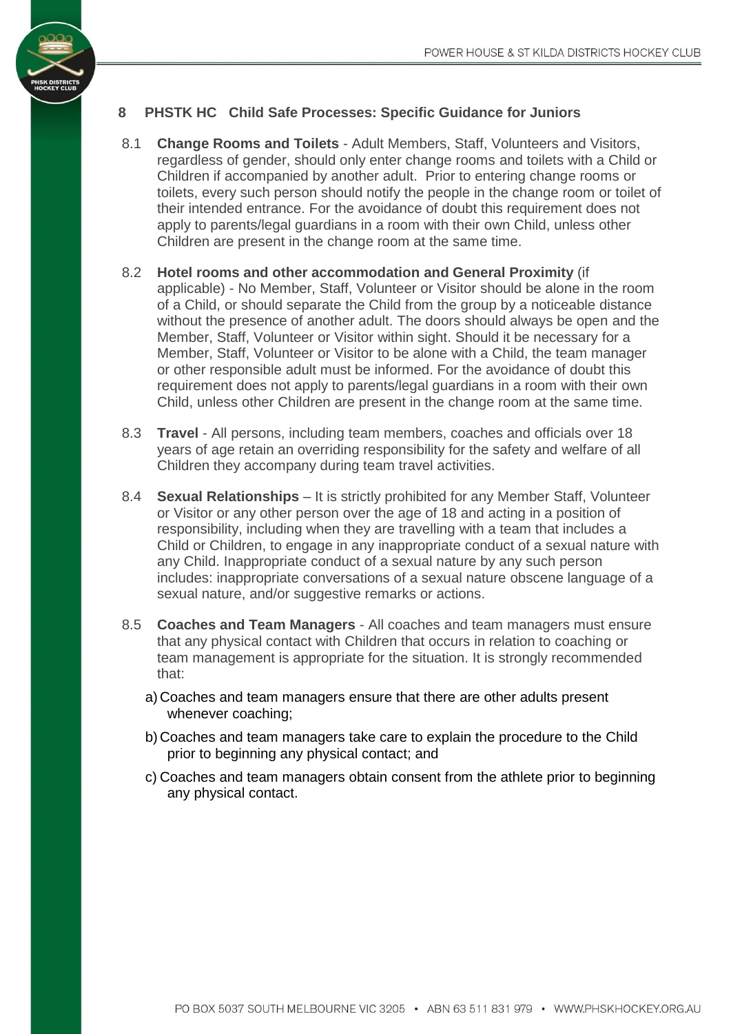## 8 PHSTK HC Child Safe Processes: Specific Guidance for Juniors

8.1 **Change Rooms and Toilets** - Adult Members, Staff, Volunteers and Visitors, regardless of gender, should only enter change rooms and toilets with a Child or Children if accompanied by another adult. Prior to entering change rooms or toilets, every such person should notify the people in the change room or toilet of their intended entrance. For the avoidance of doubt this requirement does not apply to parents/legal guardians in a room with their own Child, unless other Children are present in the change room at the same time.

8.2 **Hotel rooms and other accommodation and General Proximity** (if applicable) - No Member, Staff, Volunteer or Visitor should be alone in the room of a Child, or should separate the Child from the group by a noticeable distance without the presence of another adult. The doors should always be open and the Member, Staff, Volunteer or Visitor within sight. Should it be necessary for a Member, Staff, Volunteer or Visitor to be alone with a Child, the team manager or other responsible adult must be informed. For the avoidance of doubt this requirement does not apply to parents/legal guardians in a room with their own Child, unless other Children are present in the change room at the same time.

8.3 **Travel** - All persons, including team members, coaches and officials over 18 years of age retain an overriding responsibility for the safety and welfare of all Children they accompany during team travel activities.

8.4 **Sexual Relationships** – It is strictly prohibited for any Member Staff, Volunteer or Visitor or any other person over the age of 18 and acting in a position of responsibility, including when they are travelling with a team that includes a Child or Children, to engage in any inappropriate conduct of a sexual nature with any Child. Inappropriate conduct of a sexual nature by any such person includes: inappropriate conversations of a sexual nature obscene language of a sexual nature, and/or suggestive remarks or actions.

8.5 **Coaches and Team Managers** - All coaches and team managers must ensure that any physical contact with Children that occurs in relation to coaching or team management is appropriate for the situation. It is strongly recommended that:

a) Coaches and team managers ensure that there are other adults present whenever coaching;

b) Coaches and team managers take care to explain the procedure to the Child prior to beginning any physical contact; and

c) Coaches and team managers obtain consent from the athlete prior to beginning any physical contact.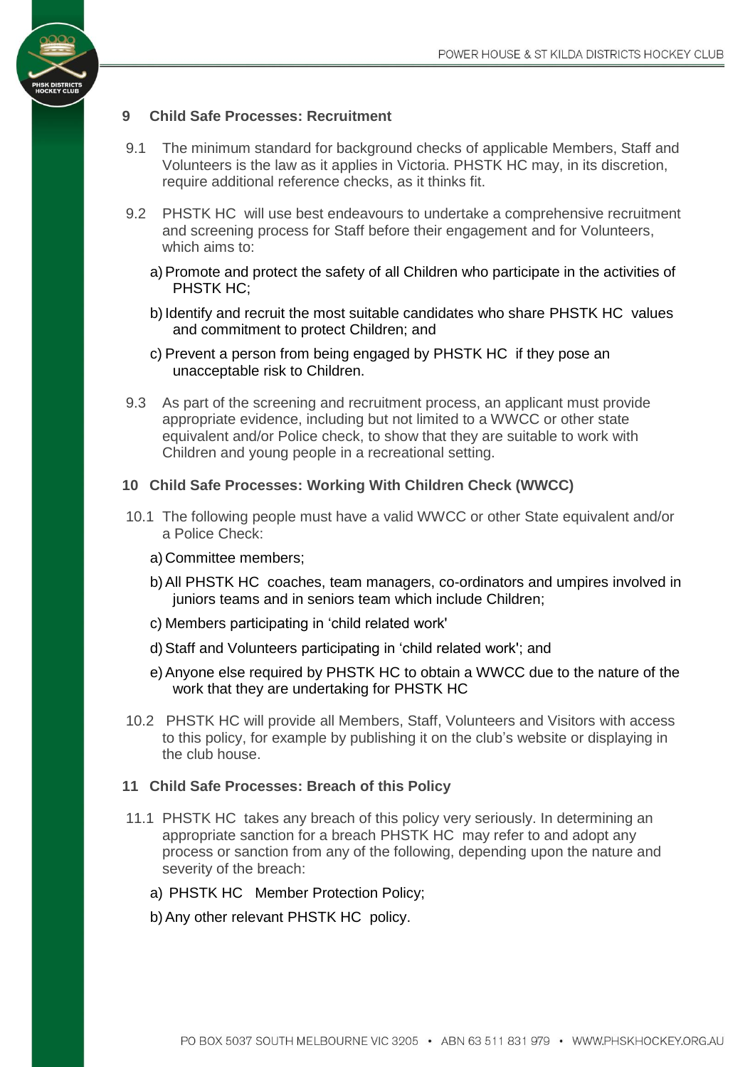## 9 Child Safe Processes: Recruitment

9.1 The minimum standard for background checks of applicable Members, Staff and Volunteers is the law as it applies in Victoria. PHSTK HC may, in its discretion, require additional reference checks, as it thinks fit.

9.2 PHSTK HC will use best endeavours to undertake a comprehensive recruitment and screening process for Staff before their engagement and for Volunteers, which aims to:

a) Promote and protect the safety of all Children who participate in the activities of PHSTK HC;

b) Identify and recruit the most suitable candidates who share PHSTK HC values and commitment to protect Children; and

c) Prevent a person from being engaged by PHSTK HC if they pose an unacceptable risk to Children.

9.3 As part of the screening and recruitment process, an applicant must provide appropriate evidence, including but not limited to a WWCC or other state equivalent and/or Police check, to show that they are suitable to work with Children and young people in a recreational setting.

## 10 Child Safe Processes: Working With Children Check (WWCC)

10.1 The following people must have a valid WWCC or other State equivalent and/or a Police Check:

a) Committee members;

b) All PHSTK HC coaches, team managers, co-ordinators and umpires involved in juniors teams and in seniors team which include Children;

c) Members participating in 'child related work'

d) Staff and Volunteers participating in 'child related work'; and

e) Anyone else required by PHSTK HC to obtain a WWCC due to the nature of the work that they are undertaking for PHSTK HC

10.2 PHSTK HC will provide all Members, Staff, Volunteers and Visitors with access to this policy, for example by publishing it on the club's website or displaying in the club house.

## 11 Child Safe Processes: Breach of this Policy

11.1 PHSTK HC takes any breach of this policy very seriously. In determining an appropriate sanction for a breach PHSTK HC may refer to and adopt any process or sanction from any of the following, depending upon the nature and severity of the breach:

a) PHSTK HC Member Protection Policy;

b) Any other relevant PHSTK HC policy.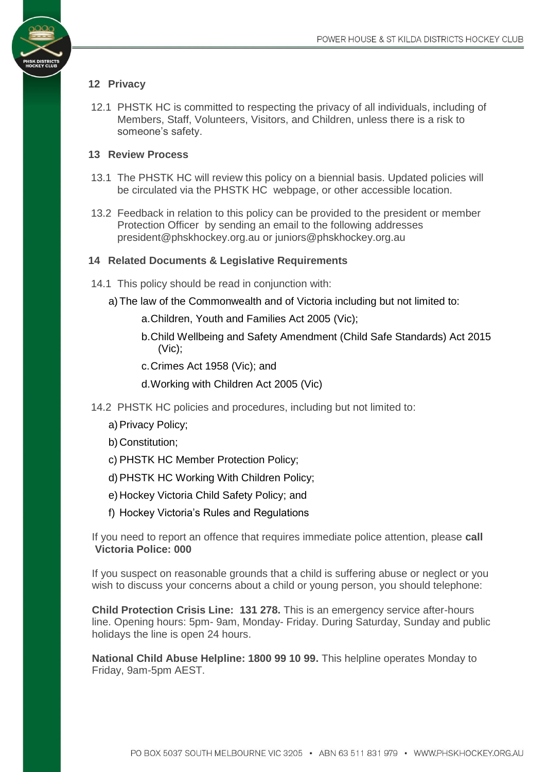## 12 Privacy

12.1 PHSTK HC is committed to respecting the privacy of all individuals, including of Members, Staff, Volunteers, Visitors, and Children, unless there is a risk to someone's safety.

## 13 Review Process

13.1 The PHSTK HC will review this policy on a biennial basis. Updated policies will be circulated via the PHSTK HC webpage, or other accessible location.

13.2 Feedback in relation to this policy can be provided to the president or member Protection Officer by sending an email to the following addresses president@phskhockey.org.au or juniors@phskhockey.org.au

## 14 Related Documents & Legislative Requirements

14.1 This policy should be read in conjunction with:

a) The law of the Commonwealth and of Victoria including but not limited to:

  a. Children, Youth and Families Act 2005 (Vic);

  b. Child Wellbeing and Safety Amendment (Child Safe Standards) Act 2015 (Vic);

  c. Crimes Act 1958 (Vic); and

  d. Working with Children Act 2005 (Vic)

14.2 PHSTK HC policies and procedures, including but not limited to:

a) Privacy Policy;

b) Constitution;

c) PHSTK HC Member Protection Policy;

d) PHSTK HC Working With Children Policy;

e) Hockey Victoria Child Safety Policy; and

f) Hockey Victoria's Rules and Regulations

If you need to report an offence that requires immediate police attention, please **call Victoria Police: 000**

If you suspect on reasonable grounds that a child is suffering abuse or neglect or you wish to discuss your concerns about a child or young person, you should telephone:

**Child Protection Crisis Line: 131 278.** This is an emergency service after-hours line. Opening hours: 5pm- 9am, Monday- Friday. During Saturday, Sunday and public holidays the line is open 24 hours.

**National Child Abuse Helpline: 1800 99 10 99.** This helpline operates Monday to Friday, 9am-5pm AEST.